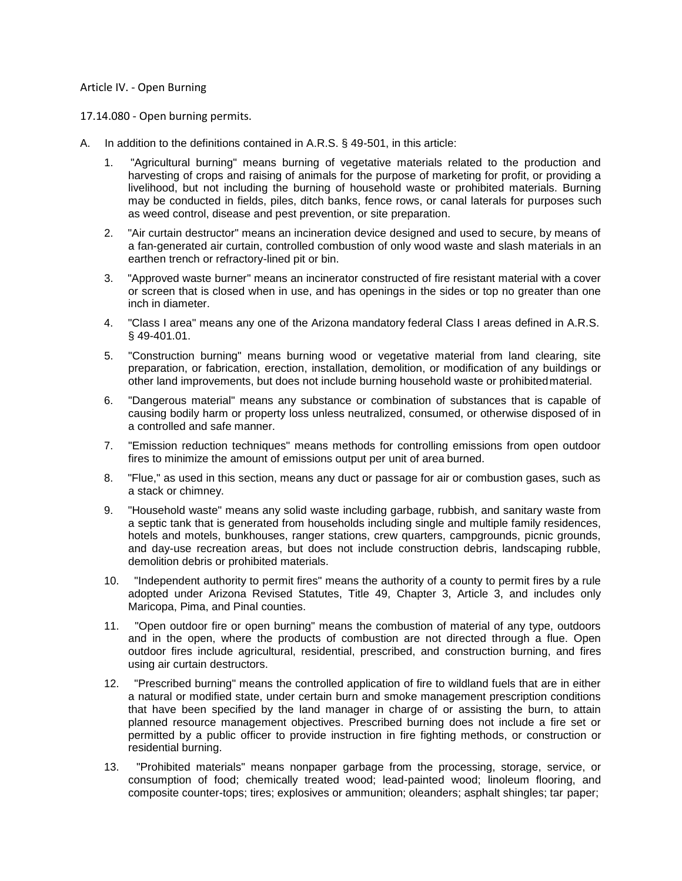# Article IV. - Open Burning

## 17.14.080 - Open burning permits.

A. In addition to the definitions contained in A.R.S. § 49-501, in this article:

1. "Agricultural burning" means burning of vegetative materials related to the production and harvesting of crops and raising of animals for the purpose of marketing for profit, or providing a livelihood, but not including the burning of household waste or prohibited materials. Burning may be conducted in fields, piles, ditch banks, fence rows, or canal laterals for purposes such as weed control, disease and pest prevention, or site preparation.

2. "Air curtain destructor" means an incineration device designed and used to secure, by means of a fan-generated air curtain, controlled combustion of only wood waste and slash materials in an earthen trench or refractory-lined pit or bin.

3. "Approved waste burner" means an incinerator constructed of fire resistant material with a cover or screen that is closed when in use, and has openings in the sides or top no greater than one inch in diameter.

4. "Class I area" means any one of the Arizona mandatory federal Class I areas defined in A.R.S. § 49-401.01.

5. "Construction burning" means burning wood or vegetative material from land clearing, site preparation, or fabrication, erection, installation, demolition, or modification of any buildings or other land improvements, but does not include burning household waste or prohibited material.

6. "Dangerous material" means any substance or combination of substances that is capable of causing bodily harm or property loss unless neutralized, consumed, or otherwise disposed of in a controlled and safe manner.

7. "Emission reduction techniques" means methods for controlling emissions from open outdoor fires to minimize the amount of emissions output per unit of area burned.

8. "Flue," as used in this section, means any duct or passage for air or combustion gases, such as a stack or chimney.

9. "Household waste" means any solid waste including garbage, rubbish, and sanitary waste from a septic tank that is generated from households including single and multiple family residences, hotels and motels, bunkhouses, ranger stations, crew quarters, campgrounds, picnic grounds, and day-use recreation areas, but does not include construction debris, landscaping rubble, demolition debris or prohibited materials.

10. "Independent authority to permit fires" means the authority of a county to permit fires by a rule adopted under Arizona Revised Statutes, Title 49, Chapter 3, Article 3, and includes only Maricopa, Pima, and Pinal counties.

11. "Open outdoor fire or open burning" means the combustion of material of any type, outdoors and in the open, where the products of combustion are not directed through a flue. Open outdoor fires include agricultural, residential, prescribed, and construction burning, and fires using air curtain destructors.

12. "Prescribed burning" means the controlled application of fire to wildland fuels that are in either a natural or modified state, under certain burn and smoke management prescription conditions that have been specified by the land manager in charge of or assisting the burn, to attain planned resource management objectives. Prescribed burning does not include a fire set or permitted by a public officer to provide instruction in fire fighting methods, or construction or residential burning.

13. "Prohibited materials" means nonpaper garbage from the processing, storage, service, or consumption of food; chemically treated wood; lead-painted wood; linoleum flooring, and composite counter-tops; tires; explosives or ammunition; oleanders; asphalt shingles; tar paper;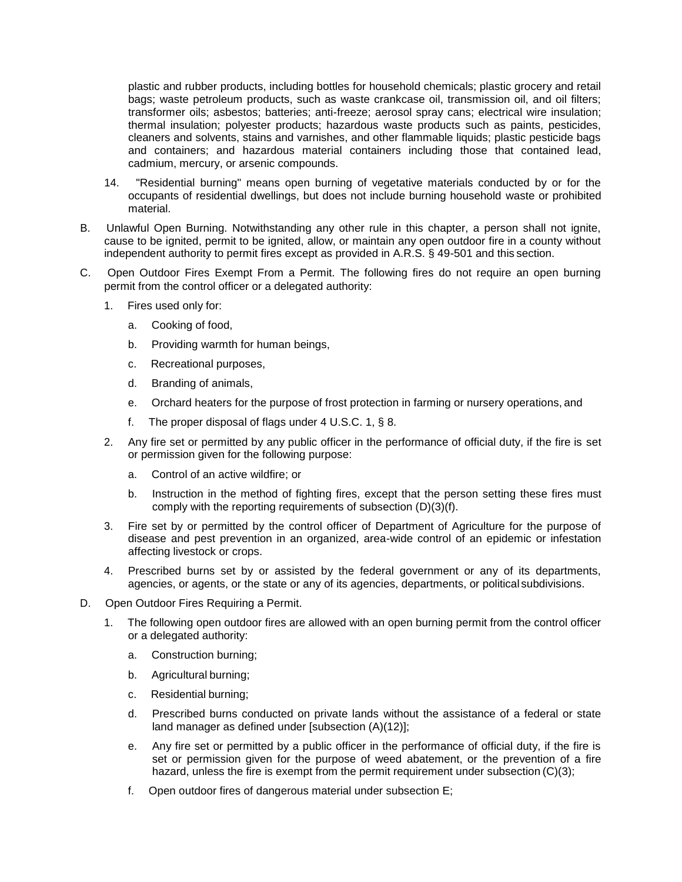plastic and rubber products, including bottles for household chemicals; plastic grocery and retail bags; waste petroleum products, such as waste crankcase oil, transmission oil, and oil filters; transformer oils; asbestos; batteries; anti-freeze; aerosol spray cans; electrical wire insulation; thermal insulation; polyester products; hazardous waste products such as paints, pesticides, cleaners and solvents, stains and varnishes, and other flammable liquids; plastic pesticide bags and containers; and hazardous material containers including those that contained lead, cadmium, mercury, or arsenic compounds.

14. "Residential burning" means open burning of vegetative materials conducted by or for the occupants of residential dwellings, but does not include burning household waste or prohibited material.

B. Unlawful Open Burning. Notwithstanding any other rule in this chapter, a person shall not ignite, cause to be ignited, permit to be ignited, allow, or maintain any open outdoor fire in a county without independent authority to permit fires except as provided in A.R.S. § 49-501 and this section.

C. Open Outdoor Fires Exempt From a Permit. The following fires do not require an open burning permit from the control officer or a delegated authority:

1. Fires used only for:
   a. Cooking of food,
   b. Providing warmth for human beings,
   c. Recreational purposes,
   d. Branding of animals,
   e. Orchard heaters for the purpose of frost protection in farming or nursery operations, and
   f. The proper disposal of flags under 4 U.S.C. 1, § 8.
2. Any fire set or permitted by any public officer in the performance of official duty, if the fire is set or permission given for the following purpose:
   a. Control of an active wildfire; or
   b. Instruction in the method of fighting fires, except that the person setting these fires must comply with the reporting requirements of subsection (D)(3)(f).
3. Fire set by or permitted by the control officer of Department of Agriculture for the purpose of disease and pest prevention in an organized, area-wide control of an epidemic or infestation affecting livestock or crops.
4. Prescribed burns set by or assisted by the federal government or any of its departments, agencies, or agents, or the state or any of its agencies, departments, or political subdivisions.

D. Open Outdoor Fires Requiring a Permit.

1. The following open outdoor fires are allowed with an open burning permit from the control officer or a delegated authority:
   a. Construction burning;
   b. Agricultural burning;
   c. Residential burning;
   d. Prescribed burns conducted on private lands without the assistance of a federal or state land manager as defined under [subsection (A)(12)];
   e. Any fire set or permitted by a public officer in the performance of official duty, if the fire is set or permission given for the purpose of weed abatement, or the prevention of a fire hazard, unless the fire is exempt from the permit requirement under subsection (C)(3);
   f. Open outdoor fires of dangerous material under subsection E;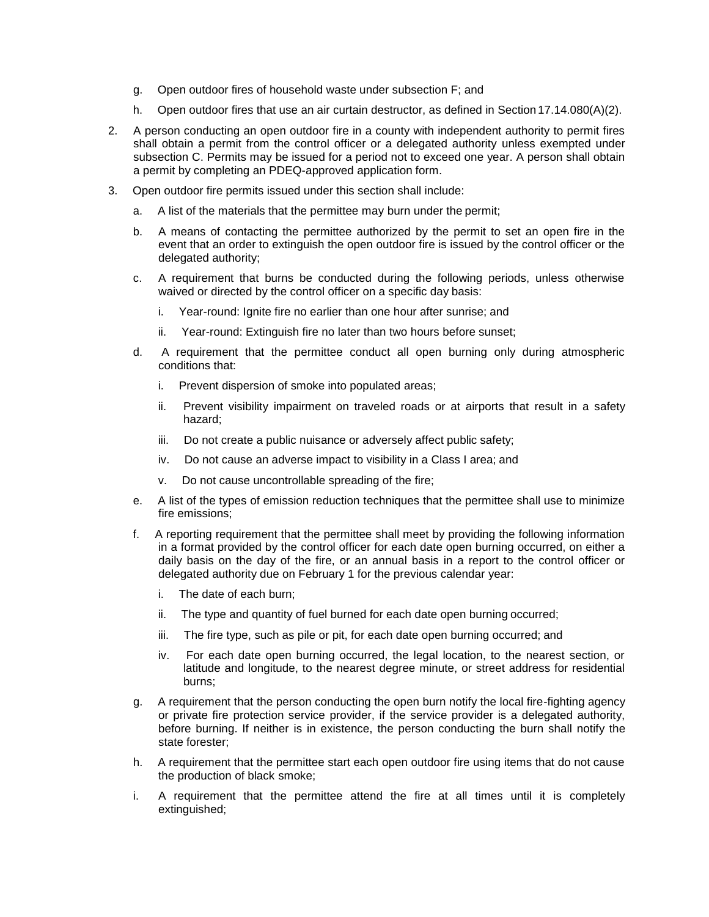g. Open outdoor fires of household waste under subsection F; and

   h. Open outdoor fires that use an air curtain destructor, as defined in Section 17.14.080(A)(2).

2. A person conducting an open outdoor fire in a county with independent authority to permit fires shall obtain a permit from the control officer or a delegated authority unless exempted under subsection C. Permits may be issued for a period not to exceed one year. A person shall obtain a permit by completing an PDEQ-approved application form.

3. Open outdoor fire permits issued under this section shall include:

   a. A list of the materials that the permittee may burn under the permit;

   b. A means of contacting the permittee authorized by the permit to set an open fire in the event that an order to extinguish the open outdoor fire is issued by the control officer or the delegated authority;

   c. A requirement that burns be conducted during the following periods, unless otherwise waived or directed by the control officer on a specific day basis:

      i. Year-round: Ignite fire no earlier than one hour after sunrise; and

      ii. Year-round: Extinguish fire no later than two hours before sunset;

   d. A requirement that the permittee conduct all open burning only during atmospheric conditions that:

      i. Prevent dispersion of smoke into populated areas;

      ii. Prevent visibility impairment on traveled roads or at airports that result in a safety hazard;

      iii. Do not create a public nuisance or adversely affect public safety;

      iv. Do not cause an adverse impact to visibility in a Class I area; and

      v. Do not cause uncontrollable spreading of the fire;

   e. A list of the types of emission reduction techniques that the permittee shall use to minimize fire emissions;

   f. A reporting requirement that the permittee shall meet by providing the following information in a format provided by the control officer for each date open burning occurred, on either a daily basis on the day of the fire, or an annual basis in a report to the control officer or delegated authority due on February 1 for the previous calendar year:

      i. The date of each burn;

      ii. The type and quantity of fuel burned for each date open burning occurred;

      iii. The fire type, such as pile or pit, for each date open burning occurred; and

      iv. For each date open burning occurred, the legal location, to the nearest section, or latitude and longitude, to the nearest degree minute, or street address for residential burns;

   g. A requirement that the person conducting the open burn notify the local fire-fighting agency or private fire protection service provider, if the service provider is a delegated authority, before burning. If neither is in existence, the person conducting the burn shall notify the state forester;

   h. A requirement that the permittee start each open outdoor fire using items that do not cause the production of black smoke;

   i. A requirement that the permittee attend the fire at all times until it is completely extinguished;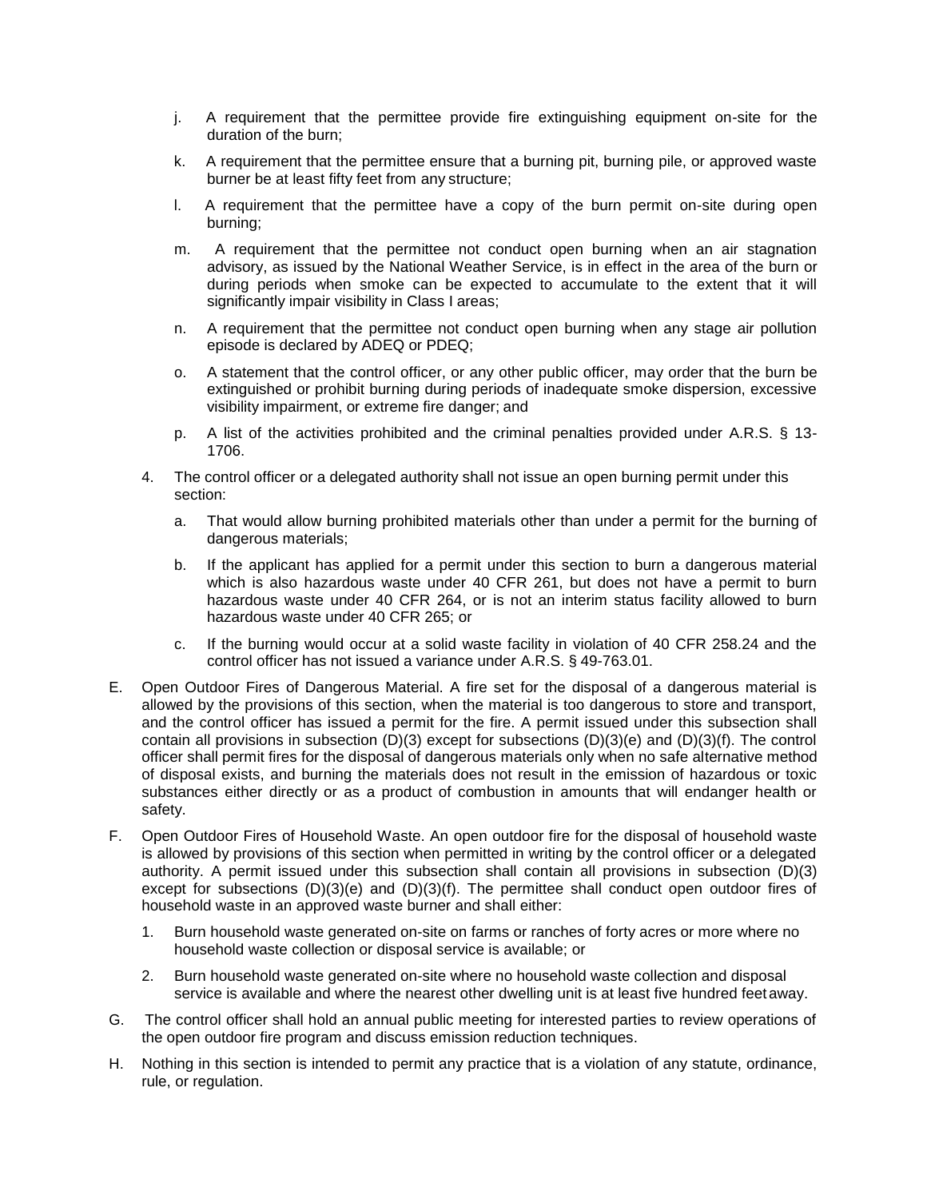j. A requirement that the permittee provide fire extinguishing equipment on-site for the duration of the burn;

k. A requirement that the permittee ensure that a burning pit, burning pile, or approved waste burner be at least fifty feet from any structure;

l. A requirement that the permittee have a copy of the burn permit on-site during open burning;

m. A requirement that the permittee not conduct open burning when an air stagnation advisory, as issued by the National Weather Service, is in effect in the area of the burn or during periods when smoke can be expected to accumulate to the extent that it will significantly impair visibility in Class I areas;

n. A requirement that the permittee not conduct open burning when any stage air pollution episode is declared by ADEQ or PDEQ;

o. A statement that the control officer, or any other public officer, may order that the burn be extinguished or prohibit burning during periods of inadequate smoke dispersion, excessive visibility impairment, or extreme fire danger; and

p. A list of the activities prohibited and the criminal penalties provided under A.R.S. § 13-1706.

4. The control officer or a delegated authority shall not issue an open burning permit under this section:

   a. That would allow burning prohibited materials other than under a permit for the burning of dangerous materials;

   b. If the applicant has applied for a permit under this section to burn a dangerous material which is also hazardous waste under 40 CFR 261, but does not have a permit to burn hazardous waste under 40 CFR 264, or is not an interim status facility allowed to burn hazardous waste under 40 CFR 265; or

   c. If the burning would occur at a solid waste facility in violation of 40 CFR 258.24 and the control officer has not issued a variance under A.R.S. § 49-763.01.

E. Open Outdoor Fires of Dangerous Material. A fire set for the disposal of a dangerous material is allowed by the provisions of this section, when the material is too dangerous to store and transport, and the control officer has issued a permit for the fire. A permit issued under this subsection shall contain all provisions in subsection (D)(3) except for subsections (D)(3)(e) and (D)(3)(f). The control officer shall permit fires for the disposal of dangerous materials only when no safe alternative method of disposal exists, and burning the materials does not result in the emission of hazardous or toxic substances either directly or as a product of combustion in amounts that will endanger health or safety.

F. Open Outdoor Fires of Household Waste. An open outdoor fire for the disposal of household waste is allowed by provisions of this section when permitted in writing by the control officer or a delegated authority. A permit issued under this subsection shall contain all provisions in subsection (D)(3) except for subsections (D)(3)(e) and (D)(3)(f). The permittee shall conduct open outdoor fires of household waste in an approved waste burner and shall either:

   1. Burn household waste generated on-site on farms or ranches of forty acres or more where no household waste collection or disposal service is available; or

   2. Burn household waste generated on-site where no household waste collection and disposal service is available and where the nearest other dwelling unit is at least five hundred feet away.

G. The control officer shall hold an annual public meeting for interested parties to review operations of the open outdoor fire program and discuss emission reduction techniques.

H. Nothing in this section is intended to permit any practice that is a violation of any statute, ordinance, rule, or regulation.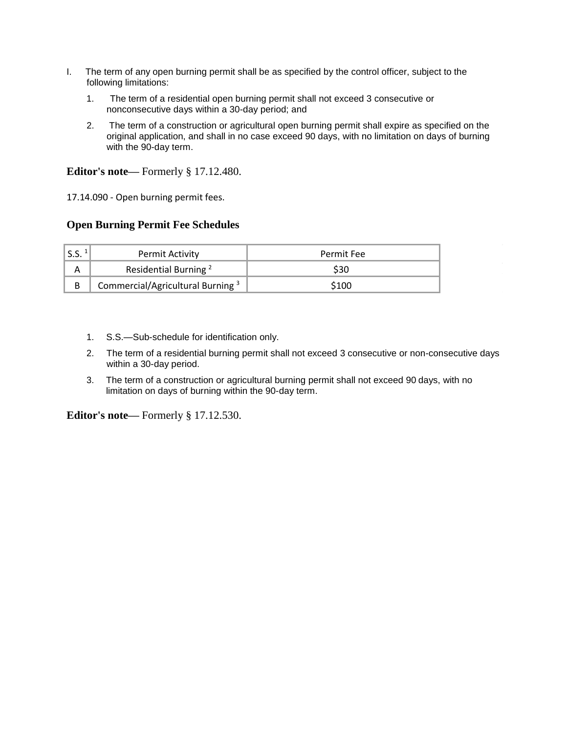I. The term of any open burning permit shall be as specified by the control officer, subject to the following limitations:

1. The term of a residential open burning permit shall not exceed 3 consecutive or nonconsecutive days within a 30-day period; and
2. The term of a construction or agricultural open burning permit shall expire as specified on the original application, and shall in no case exceed 90 days, with no limitation on days of burning with the 90-day term.

**Editor's note—** Formerly § 17.12.480.

17.14.090 - Open burning permit fees.

**Open Burning Permit Fee Schedules**

| S.S. [1] | Permit Activity | Permit Fee |
|---|---|---|
| A | Residential Burning [2] | $30 |
| B | Commercial/Agricultural Burning [3] | $100 |

1. S.S.—Sub-schedule for identification only.
2. The term of a residential burning permit shall not exceed 3 consecutive or non-consecutive days within a 30-day period.
3. The term of a construction or agricultural burning permit shall not exceed 90 days, with no limitation on days of burning within the 90-day term.

**Editor's note—** Formerly § 17.12.530.